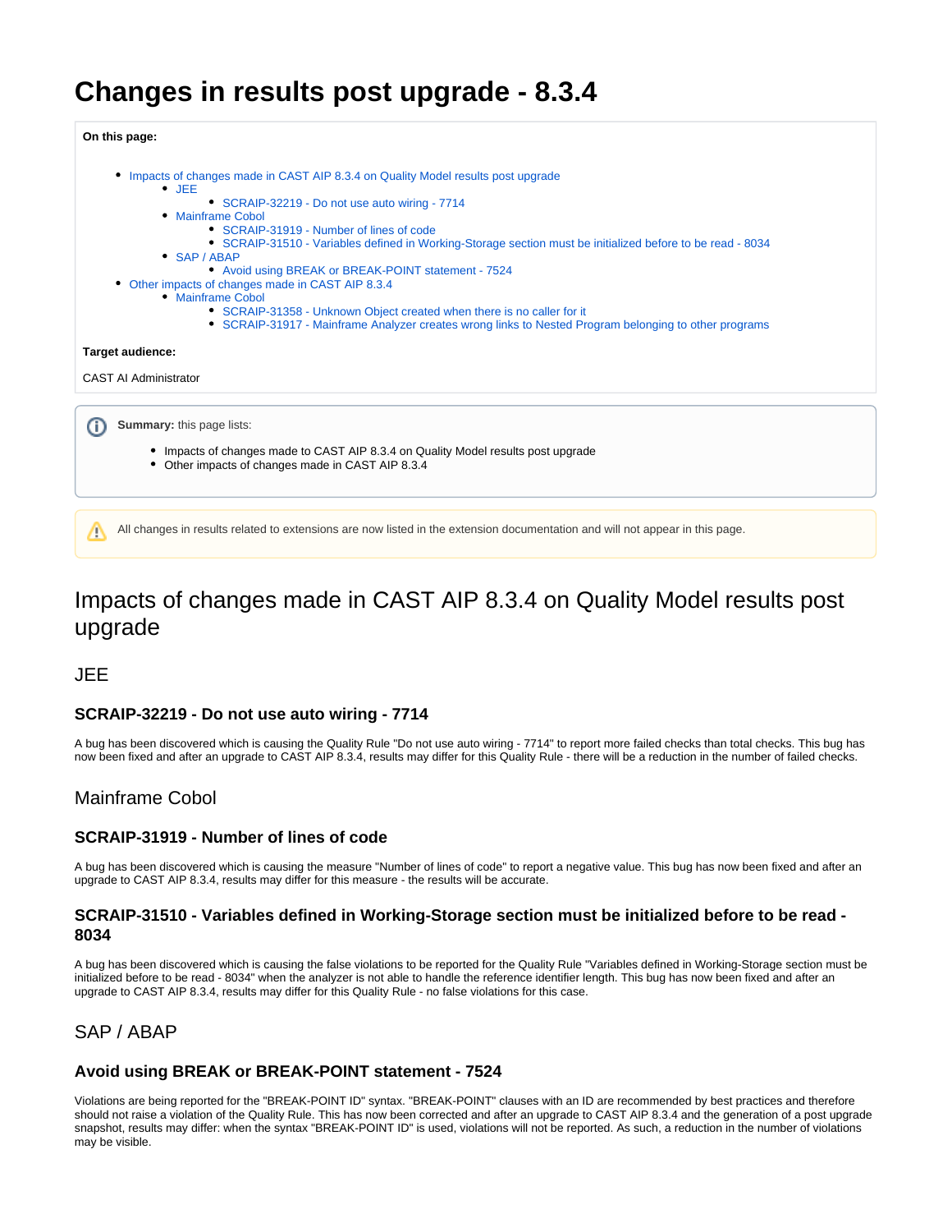# Changes in results post upgrade - 8.3.4

**On this page:**

- Impacts of changes made in CAST AIP 8.3.4 on Quality Model results post upgrade
  - JEE
    - SCRAIP-32219 - Do not use auto wiring - 7714
  - Mainframe Cobol
    - SCRAIP-31919 - Number of lines of code
    - SCRAIP-31510 - Variables defined in Working-Storage section must be initialized before to be read - 8034
  - SAP / ABAP
    - Avoid using BREAK or BREAK-POINT statement - 7524
- Other impacts of changes made in CAST AIP 8.3.4
  - Mainframe Cobol
    - SCRAIP-31358 - Unknown Object created when there is no caller for it
    - SCRAIP-31917 - Mainframe Analyzer creates wrong links to Nested Program belonging to other programs

**Target audience:**

CAST AI Administrator

**Summary:** this page lists:

- Impacts of changes made to CAST AIP 8.3.4 on Quality Model results post upgrade
- Other impacts of changes made in CAST AIP 8.3.4

All changes in results related to extensions are now listed in the extension documentation and will not appear in this page.

## Impacts of changes made in CAST AIP 8.3.4 on Quality Model results post upgrade

### JEE

#### SCRAIP-32219 - Do not use auto wiring - 7714

A bug has been discovered which is causing the Quality Rule "Do not use auto wiring - 7714" to report more failed checks than total checks. This bug has now been fixed and after an upgrade to CAST AIP 8.3.4, results may differ for this Quality Rule - there will be a reduction in the number of failed checks.

### Mainframe Cobol

#### SCRAIP-31919 - Number of lines of code

A bug has been discovered which is causing the measure "Number of lines of code" to report a negative value. This bug has now been fixed and after an upgrade to CAST AIP 8.3.4, results may differ for this measure - the results will be accurate.

#### SCRAIP-31510 - Variables defined in Working-Storage section must be initialized before to be read - 8034

A bug has been discovered which is causing the false violations to be reported for the Quality Rule "Variables defined in Working-Storage section must be initialized before to be read - 8034" when the analyzer is not able to handle the reference identifier length. This bug has now been fixed and after an upgrade to CAST AIP 8.3.4, results may differ for this Quality Rule - no false violations for this case.

### SAP / ABAP

#### Avoid using BREAK or BREAK-POINT statement - 7524

Violations are being reported for the "BREAK-POINT ID" syntax. "BREAK-POINT" clauses with an ID are recommended by best practices and therefore should not raise a violation of the Quality Rule. This has now been corrected and after an upgrade to CAST AIP 8.3.4 and the generation of a post upgrade snapshot, results may differ: when the syntax "BREAK-POINT ID" is used, violations will not be reported. As such, a reduction in the number of violations may be visible.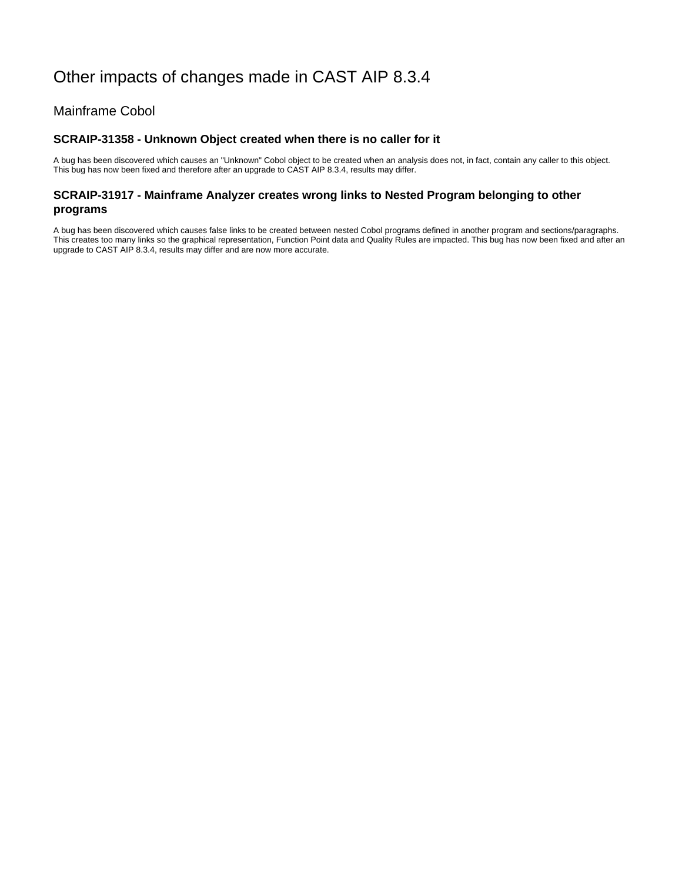# Other impacts of changes made in CAST AIP 8.3.4

## Mainframe Cobol

### SCRAIP-31358 - Unknown Object created when there is no caller for it

A bug has been discovered which causes an "Unknown" Cobol object to be created when an analysis does not, in fact, contain any caller to this object. This bug has now been fixed and therefore after an upgrade to CAST AIP 8.3.4, results may differ.

### SCRAIP-31917 - Mainframe Analyzer creates wrong links to Nested Program belonging to other programs

A bug has been discovered which causes false links to be created between nested Cobol programs defined in another program and sections/paragraphs. This creates too many links so the graphical representation, Function Point data and Quality Rules are impacted. This bug has now been fixed and after an upgrade to CAST AIP 8.3.4, results may differ and are now more accurate.